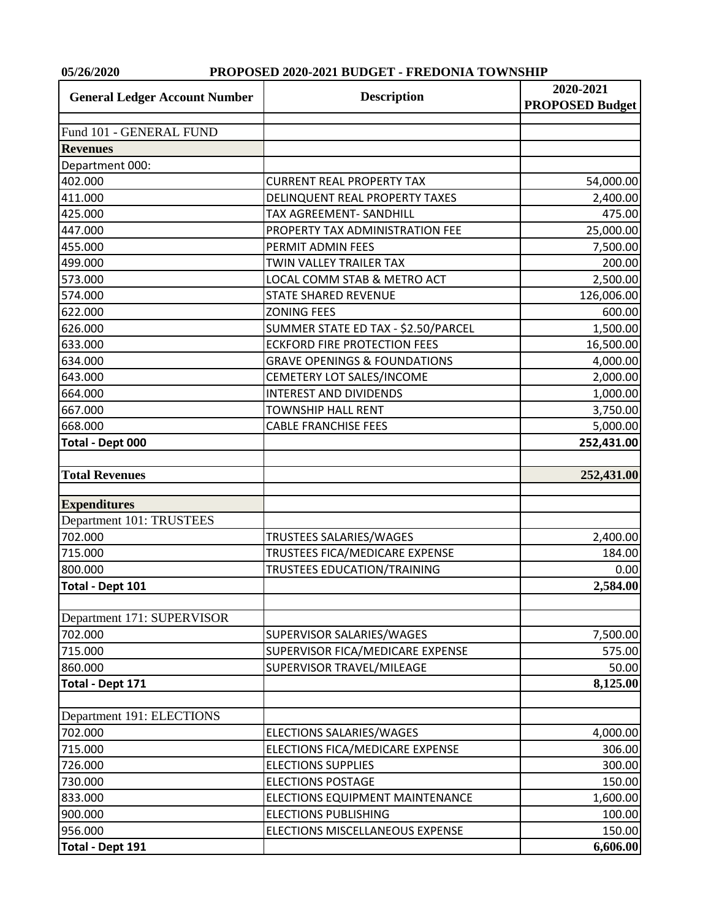05/26/2020 **PROPOSED 2020-2021 BUDGET - FREDONIA TOWNSHIP**

| General Ledger Account Number | Description | 2020-2021 PROPOSED Budget |
|---|---|---|
| | | |
| Fund 101 - GENERAL FUND | | |
| **Revenues** | | |
| Department 000: | | |
| 402.000 | CURRENT REAL PROPERTY TAX | 54,000.00 |
| 411.000 | DELINQUENT REAL PROPERTY TAXES | 2,400.00 |
| 425.000 | TAX AGREEMENT- SANDHILL | 475.00 |
| 447.000 | PROPERTY TAX ADMINISTRATION FEE | 25,000.00 |
| 455.000 | PERMIT ADMIN FEES | 7,500.00 |
| 499.000 | TWIN VALLEY TRAILER TAX | 200.00 |
| 573.000 | LOCAL COMM STAB & METRO ACT | 2,500.00 |
| 574.000 | STATE SHARED REVENUE | 126,006.00 |
| 622.000 | ZONING FEES | 600.00 |
| 626.000 | SUMMER STATE ED TAX - $2.50/PARCEL | 1,500.00 |
| 633.000 | ECKFORD FIRE PROTECTION FEES | 16,500.00 |
| 634.000 | GRAVE OPENINGS & FOUNDATIONS | 4,000.00 |
| 643.000 | CEMETERY LOT SALES/INCOME | 2,000.00 |
| 664.000 | INTEREST AND DIVIDENDS | 1,000.00 |
| 667.000 | TOWNSHIP HALL RENT | 3,750.00 |
| 668.000 | CABLE FRANCHISE FEES | 5,000.00 |
| **Total - Dept 000** | | **252,431.00** |
| | | |
| **Total Revenues** | | **252,431.00** |
| | | |
| **Expenditures** | | |
| Department 101: TRUSTEES | | |
| 702.000 | TRUSTEES SALARIES/WAGES | 2,400.00 |
| 715.000 | TRUSTEES FICA/MEDICARE EXPENSE | 184.00 |
| 800.000 | TRUSTEES EDUCATION/TRAINING | 0.00 |
| **Total - Dept 101** | | **2,584.00** |
| | | |
| Department 171: SUPERVISOR | | |
| 702.000 | SUPERVISOR SALARIES/WAGES | 7,500.00 |
| 715.000 | SUPERVISOR FICA/MEDICARE EXPENSE | 575.00 |
| 860.000 | SUPERVISOR TRAVEL/MILEAGE | 50.00 |
| **Total - Dept 171** | | **8,125.00** |
| | | |
| Department 191: ELECTIONS | | |
| 702.000 | ELECTIONS SALARIES/WAGES | 4,000.00 |
| 715.000 | ELECTIONS FICA/MEDICARE EXPENSE | 306.00 |
| 726.000 | ELECTIONS SUPPLIES | 300.00 |
| 730.000 | ELECTIONS POSTAGE | 150.00 |
| 833.000 | ELECTIONS EQUIPMENT MAINTENANCE | 1,600.00 |
| 900.000 | ELECTIONS PUBLISHING | 100.00 |
| 956.000 | ELECTIONS MISCELLANEOUS EXPENSE | 150.00 |
| **Total - Dept 191** | | **6,606.00** |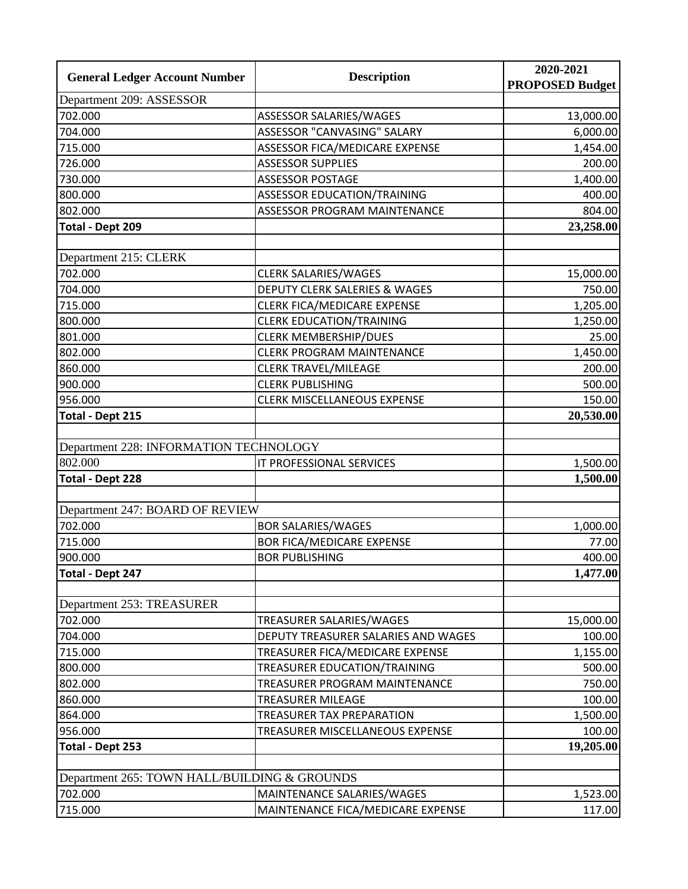| General Ledger Account Number | Description | 2020-2021 PROPOSED Budget |
|---|---|---|
| Department 209: ASSESSOR | | |
| 702.000 | ASSESSOR SALARIES/WAGES | 13,000.00 |
| 704.000 | ASSESSOR "CANVASING" SALARY | 6,000.00 |
| 715.000 | ASSESSOR FICA/MEDICARE EXPENSE | 1,454.00 |
| 726.000 | ASSESSOR SUPPLIES | 200.00 |
| 730.000 | ASSESSOR POSTAGE | 1,400.00 |
| 800.000 | ASSESSOR EDUCATION/TRAINING | 400.00 |
| 802.000 | ASSESSOR PROGRAM MAINTENANCE | 804.00 |
| **Total - Dept 209** | | **23,258.00** |
| | | |
| Department 215: CLERK | | |
| 702.000 | CLERK SALARIES/WAGES | 15,000.00 |
| 704.000 | DEPUTY CLERK SALERIES & WAGES | 750.00 |
| 715.000 | CLERK FICA/MEDICARE EXPENSE | 1,205.00 |
| 800.000 | CLERK EDUCATION/TRAINING | 1,250.00 |
| 801.000 | CLERK MEMBERSHIP/DUES | 25.00 |
| 802.000 | CLERK PROGRAM MAINTENANCE | 1,450.00 |
| 860.000 | CLERK TRAVEL/MILEAGE | 200.00 |
| 900.000 | CLERK PUBLISHING | 500.00 |
| 956.000 | CLERK MISCELLANEOUS EXPENSE | 150.00 |
| **Total - Dept 215** | | **20,530.00** |
| | | |
| Department 228: INFORMATION TECHNOLOGY | | |
| 802.000 | IT PROFESSIONAL SERVICES | 1,500.00 |
| **Total - Dept 228** | | **1,500.00** |
| | | |
| Department 247: BOARD OF REVIEW | | |
| 702.000 | BOR SALARIES/WAGES | 1,000.00 |
| 715.000 | BOR FICA/MEDICARE EXPENSE | 77.00 |
| 900.000 | BOR PUBLISHING | 400.00 |
| **Total - Dept 247** | | **1,477.00** |
| | | |
| Department 253: TREASURER | | |
| 702.000 | TREASURER SALARIES/WAGES | 15,000.00 |
| 704.000 | DEPUTY TREASURER SALARIES AND WAGES | 100.00 |
| 715.000 | TREASURER FICA/MEDICARE EXPENSE | 1,155.00 |
| 800.000 | TREASURER EDUCATION/TRAINING | 500.00 |
| 802.000 | TREASURER PROGRAM MAINTENANCE | 750.00 |
| 860.000 | TREASURER MILEAGE | 100.00 |
| 864.000 | TREASURER TAX PREPARATION | 1,500.00 |
| 956.000 | TREASURER MISCELLANEOUS EXPENSE | 100.00 |
| **Total - Dept 253** | | **19,205.00** |
| | | |
| Department 265: TOWN HALL/BUILDING & GROUNDS | | |
| 702.000 | MAINTENANCE SALARIES/WAGES | 1,523.00 |
| 715.000 | MAINTENANCE FICA/MEDICARE EXPENSE | 117.00 |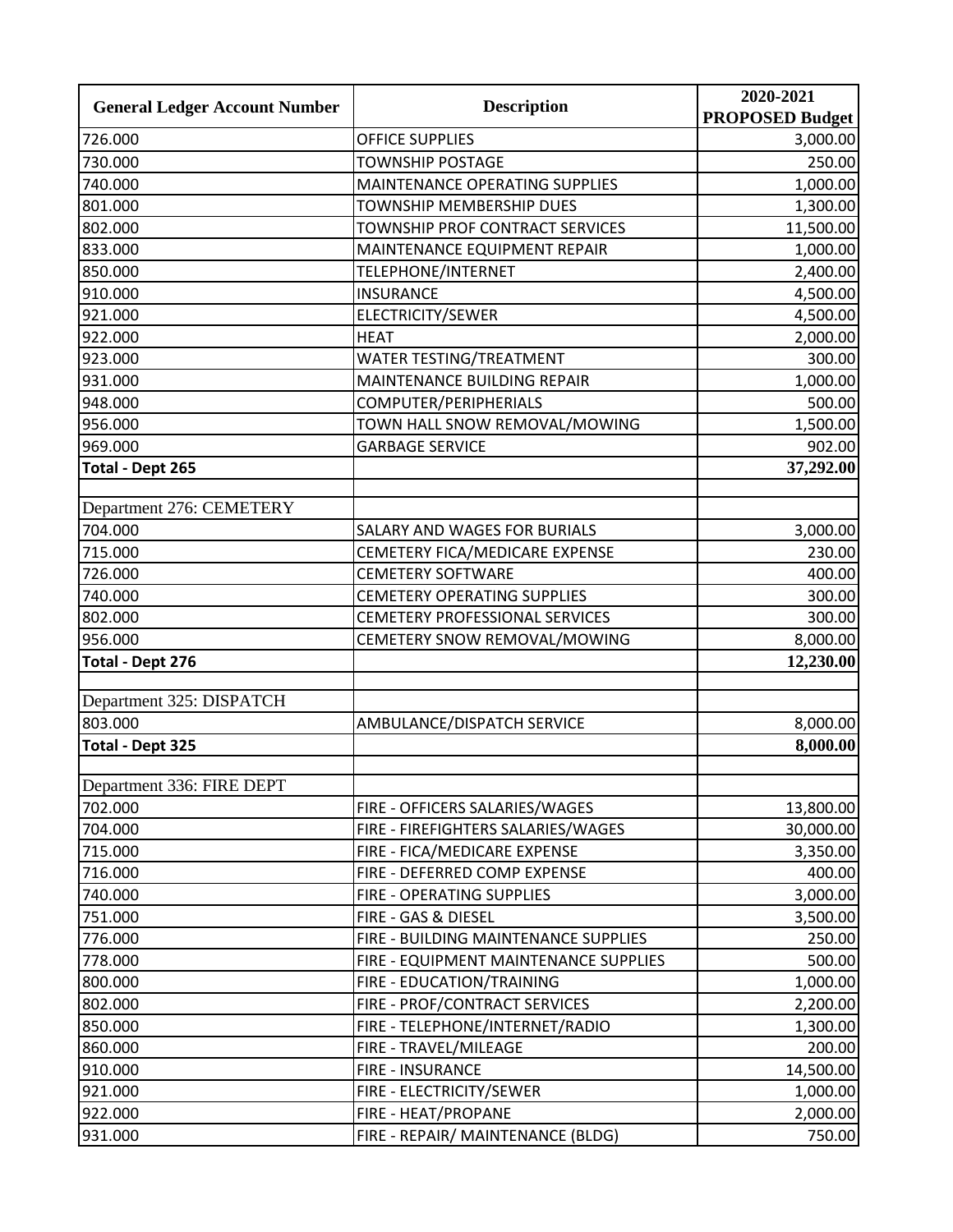| General Ledger Account Number | Description | 2020-2021 PROPOSED Budget |
|---|---|---|
| 726.000 | OFFICE SUPPLIES | 3,000.00 |
| 730.000 | TOWNSHIP POSTAGE | 250.00 |
| 740.000 | MAINTENANCE OPERATING SUPPLIES | 1,000.00 |
| 801.000 | TOWNSHIP MEMBERSHIP DUES | 1,300.00 |
| 802.000 | TOWNSHIP PROF CONTRACT SERVICES | 11,500.00 |
| 833.000 | MAINTENANCE EQUIPMENT REPAIR | 1,000.00 |
| 850.000 | TELEPHONE/INTERNET | 2,400.00 |
| 910.000 | INSURANCE | 4,500.00 |
| 921.000 | ELECTRICITY/SEWER | 4,500.00 |
| 922.000 | HEAT | 2,000.00 |
| 923.000 | WATER TESTING/TREATMENT | 300.00 |
| 931.000 | MAINTENANCE BUILDING REPAIR | 1,000.00 |
| 948.000 | COMPUTER/PERIPHERIALS | 500.00 |
| 956.000 | TOWN HALL SNOW REMOVAL/MOWING | 1,500.00 |
| 969.000 | GARBAGE SERVICE | 902.00 |
| **Total - Dept 265** | | **37,292.00** |
| | | |
| Department 276: CEMETERY | | |
| 704.000 | SALARY AND WAGES FOR BURIALS | 3,000.00 |
| 715.000 | CEMETERY FICA/MEDICARE EXPENSE | 230.00 |
| 726.000 | CEMETERY SOFTWARE | 400.00 |
| 740.000 | CEMETERY OPERATING SUPPLIES | 300.00 |
| 802.000 | CEMETERY PROFESSIONAL SERVICES | 300.00 |
| 956.000 | CEMETERY SNOW REMOVAL/MOWING | 8,000.00 |
| **Total - Dept 276** | | **12,230.00** |
| | | |
| Department 325: DISPATCH | | |
| 803.000 | AMBULANCE/DISPATCH SERVICE | 8,000.00 |
| **Total - Dept 325** | | **8,000.00** |
| | | |
| Department 336: FIRE DEPT | | |
| 702.000 | FIRE - OFFICERS SALARIES/WAGES | 13,800.00 |
| 704.000 | FIRE - FIREFIGHTERS SALARIES/WAGES | 30,000.00 |
| 715.000 | FIRE - FICA/MEDICARE EXPENSE | 3,350.00 |
| 716.000 | FIRE - DEFERRED COMP EXPENSE | 400.00 |
| 740.000 | FIRE - OPERATING SUPPLIES | 3,000.00 |
| 751.000 | FIRE - GAS & DIESEL | 3,500.00 |
| 776.000 | FIRE - BUILDING MAINTENANCE SUPPLIES | 250.00 |
| 778.000 | FIRE - EQUIPMENT MAINTENANCE SUPPLIES | 500.00 |
| 800.000 | FIRE - EDUCATION/TRAINING | 1,000.00 |
| 802.000 | FIRE - PROF/CONTRACT SERVICES | 2,200.00 |
| 850.000 | FIRE - TELEPHONE/INTERNET/RADIO | 1,300.00 |
| 860.000 | FIRE - TRAVEL/MILEAGE | 200.00 |
| 910.000 | FIRE - INSURANCE | 14,500.00 |
| 921.000 | FIRE - ELECTRICITY/SEWER | 1,000.00 |
| 922.000 | FIRE - HEAT/PROPANE | 2,000.00 |
| 931.000 | FIRE - REPAIR/ MAINTENANCE (BLDG) | 750.00 |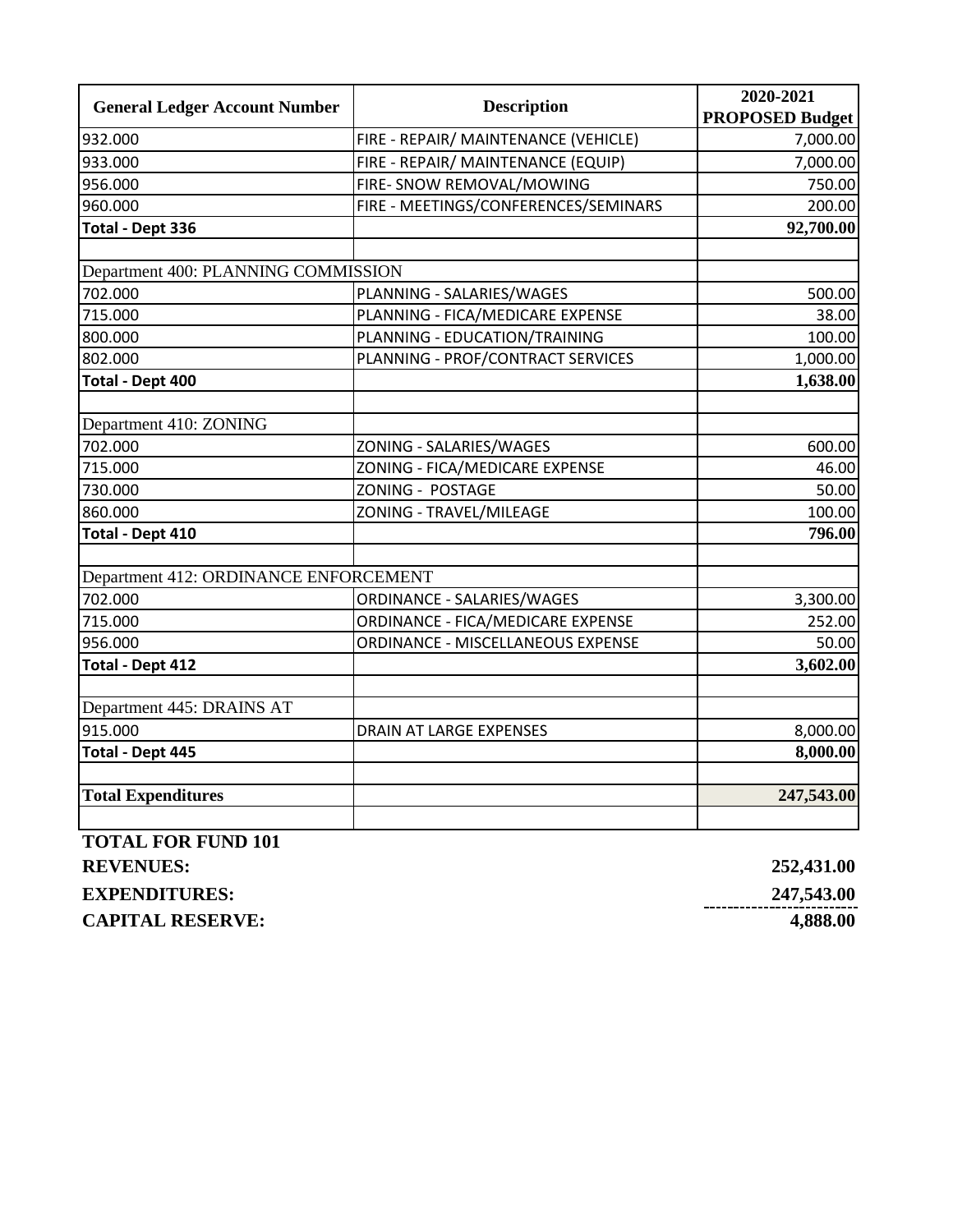| General Ledger Account Number | Description | 2020-2021 PROPOSED Budget |
|---|---|---|
| 932.000 | FIRE - REPAIR/ MAINTENANCE (VEHICLE) | 7,000.00 |
| 933.000 | FIRE - REPAIR/ MAINTENANCE (EQUIP) | 7,000.00 |
| 956.000 | FIRE- SNOW REMOVAL/MOWING | 750.00 |
| 960.000 | FIRE - MEETINGS/CONFERENCES/SEMINARS | 200.00 |
| **Total - Dept 336** | | **92,700.00** |
| | | |
| Department 400: PLANNING COMMISSION | | |
| 702.000 | PLANNING - SALARIES/WAGES | 500.00 |
| 715.000 | PLANNING - FICA/MEDICARE EXPENSE | 38.00 |
| 800.000 | PLANNING - EDUCATION/TRAINING | 100.00 |
| 802.000 | PLANNING - PROF/CONTRACT SERVICES | 1,000.00 |
| **Total - Dept 400** | | **1,638.00** |
| | | |
| Department 410: ZONING | | |
| 702.000 | ZONING - SALARIES/WAGES | 600.00 |
| 715.000 | ZONING - FICA/MEDICARE EXPENSE | 46.00 |
| 730.000 | ZONING - POSTAGE | 50.00 |
| 860.000 | ZONING - TRAVEL/MILEAGE | 100.00 |
| **Total - Dept 410** | | **796.00** |
| | | |
| Department 412: ORDINANCE ENFORCEMENT | | |
| 702.000 | ORDINANCE - SALARIES/WAGES | 3,300.00 |
| 715.000 | ORDINANCE - FICA/MEDICARE EXPENSE | 252.00 |
| 956.000 | ORDINANCE - MISCELLANEOUS EXPENSE | 50.00 |
| **Total - Dept 412** | | **3,602.00** |
| | | |
| Department 445: DRAINS AT | | |
| 915.000 | DRAIN AT LARGE EXPENSES | 8,000.00 |
| **Total - Dept 445** | | **8,000.00** |
| | | |
| **Total Expenditures** | | **247,543.00** |
| | | |

**TOTAL FOR FUND 101**

| | |
|---|---|
| **REVENUES:** | **252,431.00** |
| **EXPENDITURES:** | **247,543.00** |
| **CAPITAL RESERVE:** | **4,888.00** |